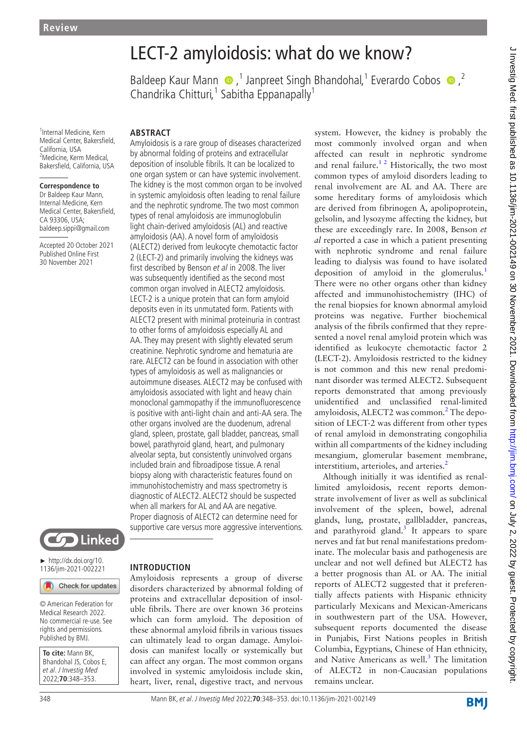Review

# LECT-2 amyloidosis: what do we know?

Baldeep Kaur Mann,[1] Janpreet Singh Bhandohal,[1] Everardo Cobos,[2] Chandrika Chitturi,[1] Sabitha Eppanapally[1]

[1]Internal Medicine, Kern Medical Center, Bakersfield, California, USA
[2]Medicine, Kerm Medical, Bakersfield, California, USA

**Correspondence to**
Dr Baldeep Kaur Mann, Internal Medicine, Kern Medical Center, Bakersfield, CA 93306, USA; baldeep.sippi@gmail.com

Accepted 20 October 2021
Published Online First 30 November 2021

► http://dx.doi.org/10.1136/jim-2021-002221

© American Federation for Medical Research 2022. No commercial re-use. See rights and permissions. Published by BMJ.

**To cite:** Mann BK, Bhandohal JS, Cobos E, *et al*. *J Investig Med* 2022;**70**:348–353.

## ABSTRACT

Amyloidosis is a rare group of diseases characterized by abnormal folding of proteins and extracellular deposition of insoluble fibrils. It can be localized to one organ system or can have systemic involvement. The kidney is the most common organ to be involved in systemic amyloidosis often leading to renal failure and the nephrotic syndrome. The two most common types of renal amyloidosis are immunoglobulin light chain-derived amyloidosis (AL) and reactive amyloidosis (AA). A novel form of amyloidosis (ALECT2) derived from leukocyte chemotactic factor 2 (LECT-2) and primarily involving the kidneys was first described by Benson *et al* in 2008. The liver was subsequently identified as the second most common organ involved in ALECT2 amyloidosis. LECT-2 is a unique protein that can form amyloid deposits even in its unmutated form. Patients with ALECT2 present with minimal proteinuria in contrast to other forms of amyloidosis especially AL and AA. They may present with slightly elevated serum creatinine. Nephrotic syndrome and hematuria are rare. ALECT2 can be found in association with other types of amyloidosis as well as malignancies or autoimmune diseases. ALECT2 may be confused with amyloidosis associated with light and heavy chain monoclonal gammopathy if the immunofluorescence is positive with anti-light chain and anti-AA sera. The other organs involved are the duodenum, adrenal gland, spleen, prostate, gall bladder, pancreas, small bowel, parathyroid gland, heart, and pulmonary alveolar septa, but consistently uninvolved organs included brain and fibroadipose tissue. A renal biopsy along with characteristic features found on immunohistochemistry and mass spectrometry is diagnostic of ALECT2. ALECT2 should be suspected when all markers for AL and AA are negative. Proper diagnosis of ALECT2 can determine need for supportive care versus more aggressive interventions.

## INTRODUCTION

Amyloidosis represents a group of diverse disorders characterized by abnormal folding of proteins and extracellular deposition of insoluble fibrils. There are over known 36 proteins which can form amyloid. The deposition of these abnormal amyloid fibrils in various tissues can ultimately lead to organ damage. Amyloidosis can manifest locally or systemically but can affect any organ. The most common organs involved in systemic amyloidosis include skin, heart, liver, renal, digestive tract, and nervous system. However, the kidney is probably the most commonly involved organ and when affected can result in nephrotic syndrome and renal failure.[1 2] Historically, the two most common types of amyloid disorders leading to renal involvement are AL and AA. There are some hereditary forms of amyloidosis which are derived from fibrinogen A, apolipoprotein, gelsolin, and lysozyme affecting the kidney, but these are exceedingly rare. In 2008, Benson *et al* reported a case in which a patient presenting with nephrotic syndrome and renal failure leading to dialysis was found to have isolated deposition of amyloid in the glomerulus.[1] There were no other organs other than kidney affected and immunohistochemistry (IHC) of the renal biopsies for known abnormal amyloid proteins was negative. Further biochemical analysis of the fibrils confirmed that they represented a novel renal amyloid protein which was identified as leukocyte chemotactic factor 2 (LECT-2). Amyloidosis restricted to the kidney is not common and this new renal predominant disorder was termed ALECT2. Subsequent reports demonstrated that among previously unidentified and unclassified renal-limited amyloidosis, ALECT2 was common.[2] The deposition of LECT-2 was different from other types of renal amyloid in demonstrating congophilia within all compartments of the kidney including mesangium, glomerular basement membrane, interstitium, arterioles, and arteries.[2]

Although initially it was identified as renal-limited amyloidosis, recent reports demonstrate involvement of liver as well as subclinical involvement of the spleen, bowel, adrenal glands, lung, prostate, gallbladder, pancreas, and parathyroid gland.[3] It appears to spare nerves and fat but renal manifestations predominate. The molecular basis and pathogenesis are unclear and not well defined but ALECT2 has a better prognosis than AL or AA. The initial reports of ALECT2 suggested that it preferentially affects patients with Hispanic ethnicity particularly Mexicans and Mexican-Americans in southwestern part of the USA. However, subsequent reports documented the disease in Punjabis, First Nations peoples in British Columbia, Egyptians, Chinese of Han ethnicity, and Native Americans as well.[3] The limitation of ALECT2 in non-Caucasian populations remains unclear.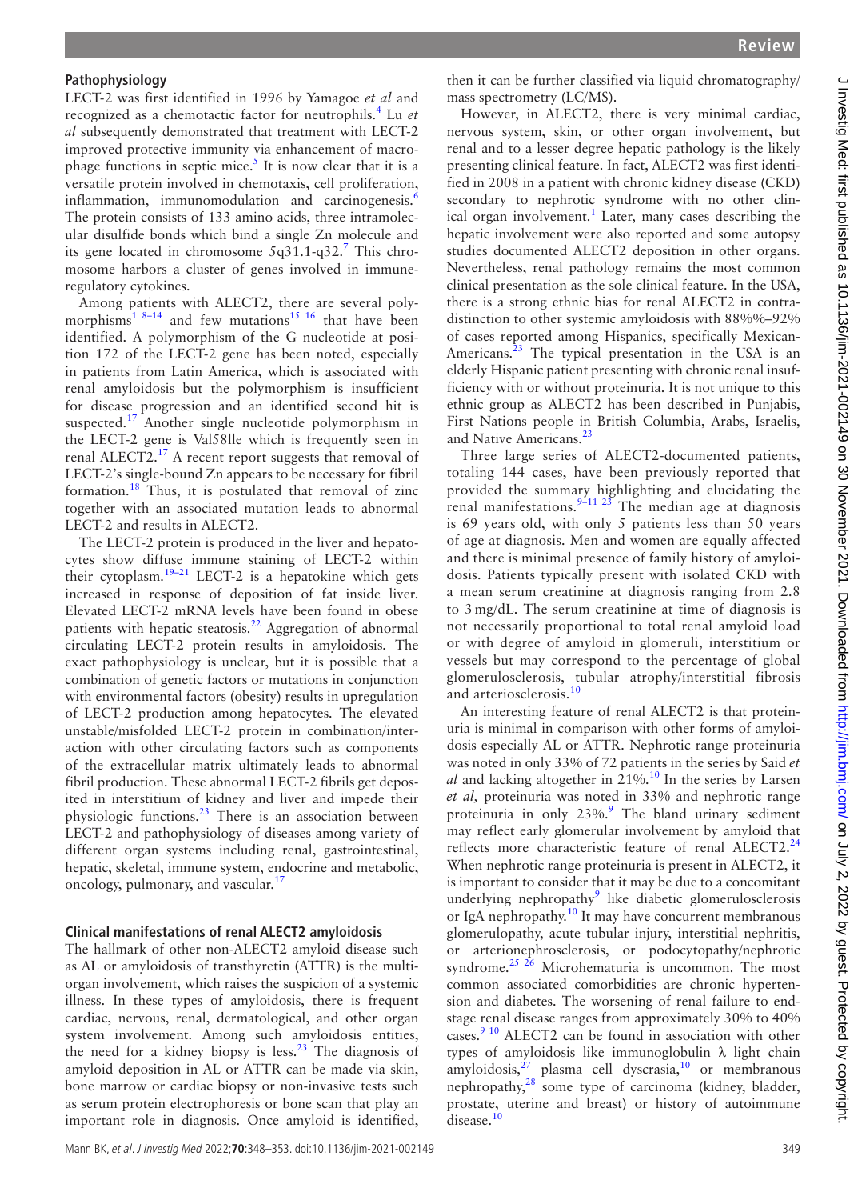## Pathophysiology

LECT-2 was first identified in 1996 by Yamagoe *et al* and recognized as a chemotactic factor for neutrophils.[4] Lu *et al* subsequently demonstrated that treatment with LECT-2 improved protective immunity via enhancement of macrophage functions in septic mice.[5] It is now clear that it is a versatile protein involved in chemotaxis, cell proliferation, inflammation, immunomodulation and carcinogenesis.[6] The protein consists of 133 amino acids, three intramolecular disulfide bonds which bind a single Zn molecule and its gene located in chromosome 5q31.1-q32.[7] This chromosome harbors a cluster of genes involved in immune-regulatory cytokines.

Among patients with ALECT2, there are several polymorphisms[1 8–14] and few mutations[15 16] that have been identified. A polymorphism of the G nucleotide at position 172 of the LECT-2 gene has been noted, especially in patients from Latin America, which is associated with renal amyloidosis but the polymorphism is insufficient for disease progression and an identified second hit is suspected.[17] Another single nucleotide polymorphism in the LECT-2 gene is Val58lle which is frequently seen in renal ALECT2.[17] A recent report suggests that removal of LECT-2's single-bound Zn appears to be necessary for fibril formation.[18] Thus, it is postulated that removal of zinc together with an associated mutation leads to abnormal LECT-2 and results in ALECT2.

The LECT-2 protein is produced in the liver and hepatocytes show diffuse immune staining of LECT-2 within their cytoplasm.[19–21] LECT-2 is a hepatokine which gets increased in response of deposition of fat inside liver. Elevated LECT-2 mRNA levels have been found in obese patients with hepatic steatosis.[22] Aggregation of abnormal circulating LECT-2 protein results in amyloidosis. The exact pathophysiology is unclear, but it is possible that a combination of genetic factors or mutations in conjunction with environmental factors (obesity) results in upregulation of LECT-2 production among hepatocytes. The elevated unstable/misfolded LECT-2 protein in combination/interaction with other circulating factors such as components of the extracellular matrix ultimately leads to abnormal fibril production. These abnormal LECT-2 fibrils get deposited in interstitium of kidney and liver and impede their physiologic functions.[23] There is an association between LECT-2 and pathophysiology of diseases among variety of different organ systems including renal, gastrointestinal, hepatic, skeletal, immune system, endocrine and metabolic, oncology, pulmonary, and vascular.[17]

## Clinical manifestations of renal ALECT2 amyloidosis

The hallmark of other non-ALECT2 amyloid disease such as AL or amyloidosis of transthyretin (ATTR) is the multi-organ involvement, which raises the suspicion of a systemic illness. In these types of amyloidosis, there is frequent cardiac, nervous, renal, dermatological, and other organ system involvement. Among such amyloidosis entities, the need for a kidney biopsy is less.[23] The diagnosis of amyloid deposition in AL or ATTR can be made via skin, bone marrow or cardiac biopsy or non-invasive tests such as serum protein electrophoresis or bone scan that play an important role in diagnosis. Once amyloid is identified, then it can be further classified via liquid chromatography/mass spectrometry (LC/MS).

However, in ALECT2, there is very minimal cardiac, nervous system, skin, or other organ involvement, but renal and to a lesser degree hepatic pathology is the likely presenting clinical feature. In fact, ALECT2 was first identified in 2008 in a patient with chronic kidney disease (CKD) secondary to nephrotic syndrome with no other clinical organ involvement.[1] Later, many cases describing the hepatic involvement were also reported and some autopsy studies documented ALECT2 deposition in other organs. Nevertheless, renal pathology remains the most common clinical presentation as the sole clinical feature. In the USA, there is a strong ethnic bias for renal ALECT2 in contradistinction to other systemic amyloidosis with 88%%–92% of cases reported among Hispanics, specifically Mexican-Americans.[23] The typical presentation in the USA is an elderly Hispanic patient presenting with chronic renal insufficiency with or without proteinuria. It is not unique to this ethnic group as ALECT2 has been described in Punjabis, First Nations people in British Columbia, Arabs, Israelis, and Native Americans.[23]

Three large series of ALECT2-documented patients, totaling 144 cases, have been previously reported that provided the summary highlighting and elucidating the renal manifestations.[9–11 23] The median age at diagnosis is 69 years old, with only 5 patients less than 50 years of age at diagnosis. Men and women are equally affected and there is minimal presence of family history of amyloidosis. Patients typically present with isolated CKD with a mean serum creatinine at diagnosis ranging from 2.8 to 3 mg/dL. The serum creatinine at time of diagnosis is not necessarily proportional to total renal amyloid load or with degree of amyloid in glomeruli, interstitium or vessels but may correspond to the percentage of global glomerulosclerosis, tubular atrophy/interstitial fibrosis and arteriosclerosis.[10]

An interesting feature of renal ALECT2 is that proteinuria is minimal in comparison with other forms of amyloidosis especially AL or ATTR. Nephrotic range proteinuria was noted in only 33% of 72 patients in the series by Said *et al* and lacking altogether in 21%.[10] In the series by Larsen *et al,* proteinuria was noted in 33% and nephrotic range proteinuria in only 23%.[9] The bland urinary sediment may reflect early glomerular involvement by amyloid that reflects more characteristic feature of renal ALECT2.[24] When nephrotic range proteinuria is present in ALECT2, it is important to consider that it may be due to a concomitant underlying nephropathy[9] like diabetic glomerulosclerosis or IgA nephropathy.[10] It may have concurrent membranous glomerulopathy, acute tubular injury, interstitial nephritis, or arterionephrosclerosis, or podocytopathy/nephrotic syndrome.[25 26] Microhematuria is uncommon. The most common associated comorbidities are chronic hypertension and diabetes. The worsening of renal failure to end-stage renal disease ranges from approximately 30% to 40% cases.[9 10] ALECT2 can be found in association with other types of amyloidosis like immunoglobulin λ light chain amyloidosis,[27] plasma cell dyscrasia,[10] or membranous nephropathy,[28] some type of carcinoma (kidney, bladder, prostate, uterine and breast) or history of autoimmune disease.[10]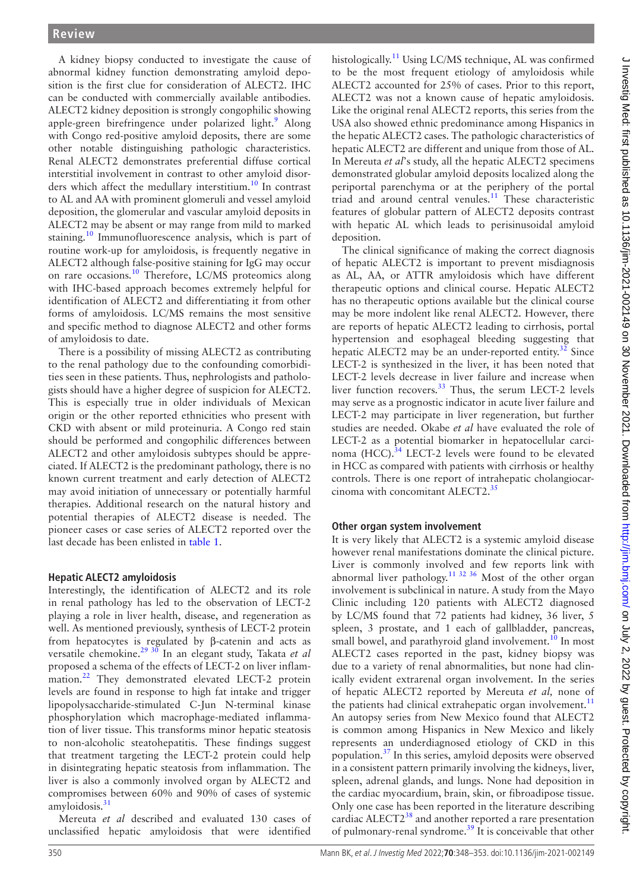A kidney biopsy conducted to investigate the cause of abnormal kidney function demonstrating amyloid deposition is the first clue for consideration of ALECT2. IHC can be conducted with commercially available antibodies. ALECT2 kidney deposition is strongly congophilic showing apple-green birefringence under polarized light.[9] Along with Congo red-positive amyloid deposits, there are some other notable distinguishing pathologic characteristics. Renal ALECT2 demonstrates preferential diffuse cortical interstitial involvement in contrast to other amyloid disorders which affect the medullary interstitium.[10] In contrast to AL and AA with prominent glomeruli and vessel amyloid deposition, the glomerular and vascular amyloid deposits in ALECT2 may be absent or may range from mild to marked staining.[10] Immunofluorescence analysis, which is part of routine work-up for amyloidosis, is frequently negative in ALECT2 although false-positive staining for IgG may occur on rare occasions.[10] Therefore, LC/MS proteomics along with IHC-based approach becomes extremely helpful for identification of ALECT2 and differentiating it from other forms of amyloidosis. LC/MS remains the most sensitive and specific method to diagnose ALECT2 and other forms of amyloidosis to date.

There is a possibility of missing ALECT2 as contributing to the renal pathology due to the confounding comorbidities seen in these patients. Thus, nephrologists and pathologists should have a higher degree of suspicion for ALECT2. This is especially true in older individuals of Mexican origin or the other reported ethnicities who present with CKD with absent or mild proteinuria. A Congo red stain should be performed and congophilic differences between ALECT2 and other amyloidosis subtypes should be appreciated. If ALECT2 is the predominant pathology, there is no known current treatment and early detection of ALECT2 may avoid initiation of unnecessary or potentially harmful therapies. Additional research on the natural history and potential therapies of ALECT2 disease is needed. The pioneer cases or case series of ALECT2 reported over the last decade has been enlisted in table 1.

## Hepatic ALECT2 amyloidosis

Interestingly, the identification of ALECT2 and its role in renal pathology has led to the observation of LECT-2 playing a role in liver health, disease, and regeneration as well. As mentioned previously, synthesis of LECT-2 protein from hepatocytes is regulated by β-catenin and acts as versatile chemokine.[29,30] In an elegant study, Takata *et al* proposed a schema of the effects of LECT-2 on liver inflammation.[22] They demonstrated elevated LECT-2 protein levels are found in response to high fat intake and trigger lipopolysaccharide-stimulated C-Jun N-terminal kinase phosphorylation which macrophage-mediated inflammation of liver tissue. This transforms minor hepatic steatosis to non-alcoholic steatohepatitis. These findings suggest that treatment targeting the LECT-2 protein could help in disintegrating hepatic steatosis from inflammation. The liver is also a commonly involved organ by ALECT2 and compromises between 60% and 90% of cases of systemic amyloidosis.[31]

Mereuta *et al* described and evaluated 130 cases of unclassified hepatic amyloidosis that were identified histologically.[11] Using LC/MS technique, AL was confirmed to be the most frequent etiology of amyloidosis while ALECT2 accounted for 25% of cases. Prior to this report, ALECT2 was not a known cause of hepatic amyloidosis. Like the original renal ALECT2 reports, this series from the USA also showed ethnic predominance among Hispanics in the hepatic ALECT2 cases. The pathologic characteristics of hepatic ALECT2 are different and unique from those of AL. In Mereuta *et al*'s study, all the hepatic ALECT2 specimens demonstrated globular amyloid deposits localized along the periportal parenchyma or at the periphery of the portal triad and around central venules.[11] These characteristic features of globular pattern of ALECT2 deposits contrast with hepatic AL which leads to perisinusoidal amyloid deposition.

The clinical significance of making the correct diagnosis of hepatic ALECT2 is important to prevent misdiagnosis as AL, AA, or ATTR amyloidosis which have different therapeutic options and clinical course. Hepatic ALECT2 has no therapeutic options available but the clinical course may be more indolent like renal ALECT2. However, there are reports of hepatic ALECT2 leading to cirrhosis, portal hypertension and esophageal bleeding suggesting that hepatic ALECT2 may be an under-reported entity.[32] Since LECT-2 is synthesized in the liver, it has been noted that LECT-2 levels decrease in liver failure and increase when liver function recovers.[33] Thus, the serum LECT-2 levels may serve as a prognostic indicator in acute liver failure and LECT-2 may participate in liver regeneration, but further studies are needed. Okabe *et al* have evaluated the role of LECT-2 as a potential biomarker in hepatocellular carcinoma (HCC).[34] LECT-2 levels were found to be elevated in HCC as compared with patients with cirrhosis or healthy controls. There is one report of intrahepatic cholangiocarcinoma with concomitant ALECT2.[35]

## Other organ system involvement

It is very likely that ALECT2 is a systemic amyloid disease however renal manifestations dominate the clinical picture. Liver is commonly involved and few reports link with abnormal liver pathology.[11,32,36] Most of the other organ involvement is subclinical in nature. A study from the Mayo Clinic including 120 patients with ALECT2 diagnosed by LC/MS found that 72 patients had kidney, 36 liver, 5 spleen, 3 prostate, and 1 each of gallbladder, pancreas, small bowel, and parathyroid gland involvement.[10] In most ALECT2 cases reported in the past, kidney biopsy was due to a variety of renal abnormalities, but none had clinically evident extrarenal organ involvement. In the series of hepatic ALECT2 reported by Mereuta *et al,* none of the patients had clinical extrahepatic organ involvement.[11] An autopsy series from New Mexico found that ALECT2 is common among Hispanics in New Mexico and likely represents an underdiagnosed etiology of CKD in this population.[37] In this series, amyloid deposits were observed in a consistent pattern primarily involving the kidneys, liver, spleen, adrenal glands, and lungs. None had deposition in the cardiac myocardium, brain, skin, or fibroadipose tissue. Only one case has been reported in the literature describing cardiac ALECT2[38] and another reported a rare presentation of pulmonary-renal syndrome.[39] It is conceivable that other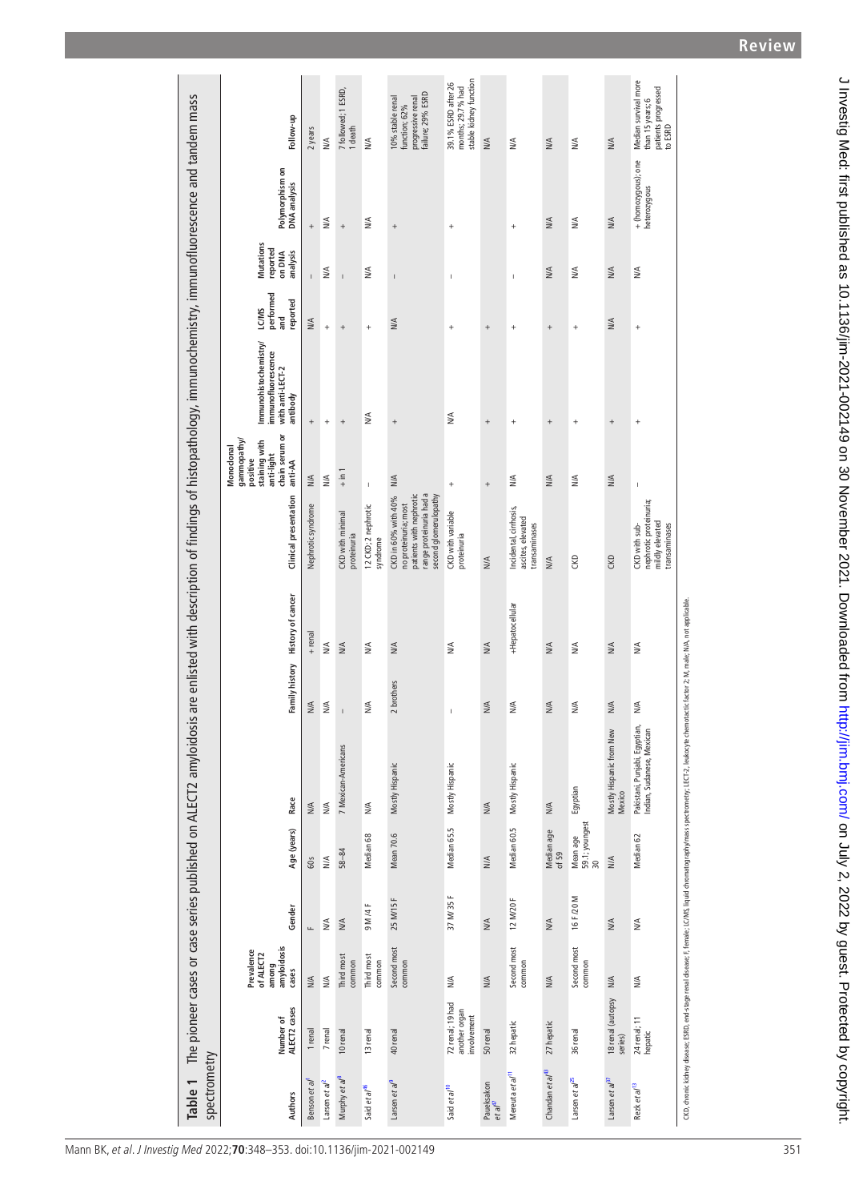**Table 1** The pioneer cases or case series published on ALECT2 amyloidosis are enlisted with description of findings of histopathology, immunochemistry, immunofluorescence and tandem mass spectrometry

| Authors | Number of ALECT2 cases | Prevalence of ALECT2 among amyloidosis cases | Gender | Age (years) | Race | Family history | History of cancer | Clinical presentation | Monoclonal gammopathy/positive staining with anti-light chain serum or anti-AA | Immunohistochemistry/immunofluorescence with anti-LECT-2 antibody | LC/MS performed and reported | Mutations reported on DNA analysis | Polymorphism on DNA analysis | Follow-up |
|---|---|---|---|---|---|---|---|---|---|---|---|---|---|---|
| Benson *et al*[7] | 1 renal | N/A | F | 60s | N/A | N/A | + renal | Nephrotic syndrome | N/A | + | N/A | – | + | 2 years |
| Larsen *et al*[2] | 7 renal | N/A | N/A | N/A | N/A | N/A | N/A | N/A | N/A | + | + | N/A | N/A | N/A |
| Murphy *et al*[8] | 10 renal | Third most common | N/A | 58–84 | 7 Mexican-Americans | – | N/A | CKD with minimal proteinuria | + in 1 | + | + | – | + | 7 followed; 1 ESRD, 1 death |
| Said *et al*[6] | 13 renal | Third most common | 9 M/4 F | Median 68 | N/A | N/A | N/A | 12 CKD; 2 nephrotic syndrome | – | N/A | + | N/A | N/A | N/A |
| Larsen *et al*[9] | 40 renal | Second most common | 25 M/15 F | Mean 70.6 | Mostly Hispanic | 2 brothers | N/A | CKD in 60% with 40% no proteinuria; most patients with nephrotic range proteinuria had a second glomerulopathy | N/A | + | N/A | – | + | 10% stable renal function; 62% progressive renal failure; 29% ESRD |
| Said *et al*[10] | 72 renal; 19 had another organ involvement | N/A | 37 M/35 F | Median 65.5 | Mostly Hispanic | – | N/A | CKD with variable proteinuria | + | N/A | + | – | + | 39.1% ESRD after 26 months; 29.7% had stable kidney function |
| Paueksakon *et al*[42] | 50 renal | N/A | N/A | N/A | N/A | N/A | N/A | N/A | + | + | + | N/A | N/A | N/A |
| Mereuta *et al*[11] | 32 hepatic | Second most common | 12 M/20 F | Median 60.5 | Mostly Hispanic | N/A | +Hepatocellular | Incidental, cirrhosis, ascites, elevated transaminases | N/A | + | + | – | + | N/A |
| Chandan *et al*[43] | 27 hepatic | N/A | N/A | Median age of 59 | N/A | N/A | N/A | N/A | N/A | + | + | N/A | N/A | N/A |
| Larsen *et al*[25] | 36 renal | Second most common | 16 F/20 M | Mean age 59.1; youngest 30 | Egyptian | N/A | N/A | CKD | N/A | + | + | N/A | N/A | N/A |
| Larsen *et al*[37] | 18 renal (autopsy series) | N/A | N/A | N/A | Mostly Hispanic from New Mexico | N/A | N/A | CKD | N/A | + | N/A | N/A | N/A | N/A |
| Rezk *et al*[13] | 24 renal; 11 hepatic | N/A | N/A | Median 62 | Pakistani, Punjabi, Egyptian, Indian, Sudanese, Mexican | N/A | N/A | CKD with sub-nephrotic proteinuria; mildly elevated transaminases | – | + | + | N/A | + (homozygous); one heterozygous | Median survival more than 15 years; 6 patients progressed to ESRD |

CKD, chronic kidney disease; ESRD, end-stage renal disease; F, female; LC/MS, liquid chromatography/mass spectrometry; LECT-2, leukocyte chemotactic factor 2; M, male; N/A, not applicable.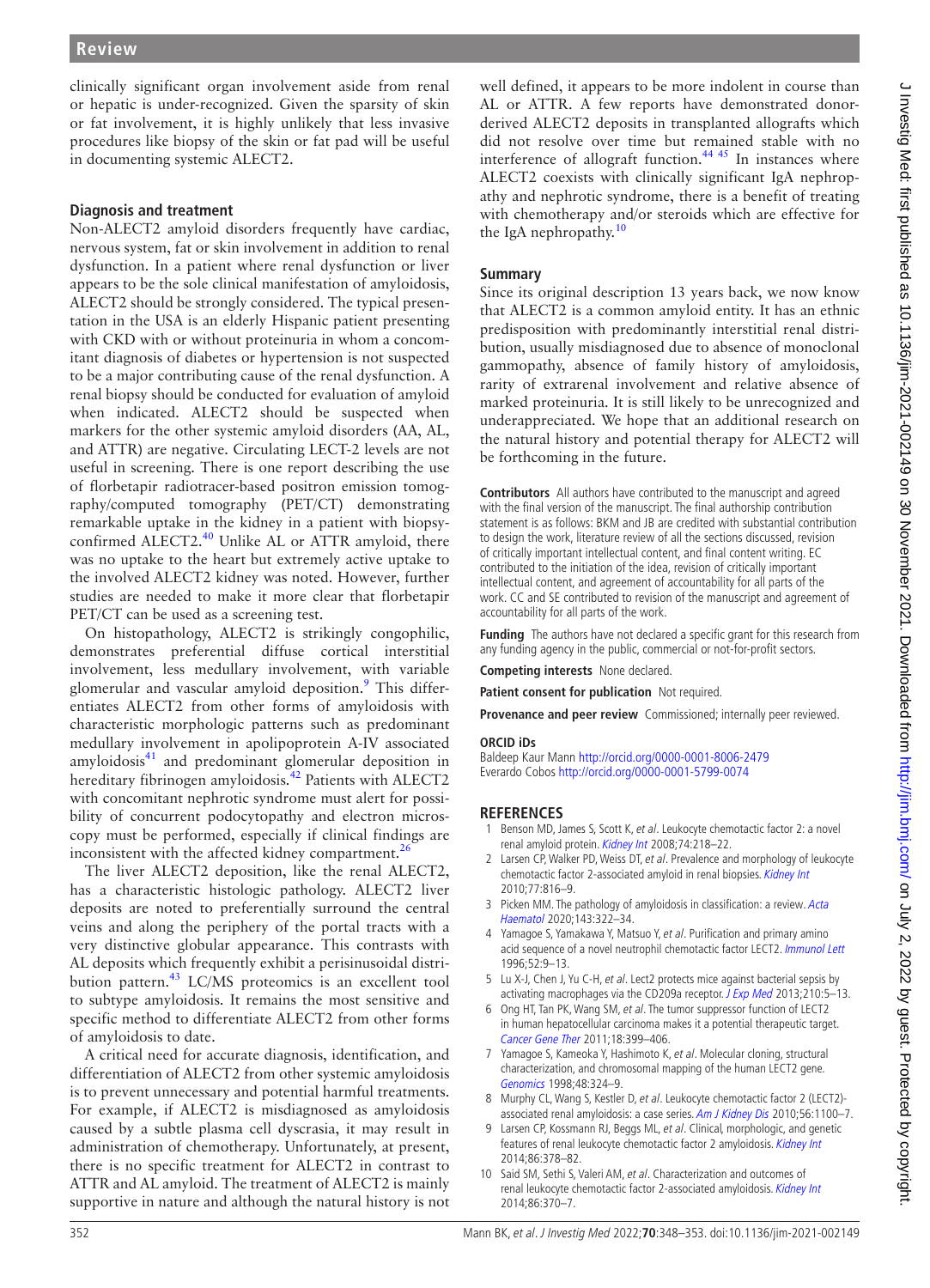clinically significant organ involvement aside from renal or hepatic is under-recognized. Given the sparsity of skin or fat involvement, it is highly unlikely that less invasive procedures like biopsy of the skin or fat pad will be useful in documenting systemic ALECT2.

### Diagnosis and treatment

Non-ALECT2 amyloid disorders frequently have cardiac, nervous system, fat or skin involvement in addition to renal dysfunction. In a patient where renal dysfunction or liver appears to be the sole clinical manifestation of amyloidosis, ALECT2 should be strongly considered. The typical presentation in the USA is an elderly Hispanic patient presenting with CKD with or without proteinuria in whom a concomitant diagnosis of diabetes or hypertension is not suspected to be a major contributing cause of the renal dysfunction. A renal biopsy should be conducted for evaluation of amyloid when indicated. ALECT2 should be suspected when markers for the other systemic amyloid disorders (AA, AL, and ATTR) are negative. Circulating LECT-2 levels are not useful in screening. There is one report describing the use of florbetapir radiotracer-based positron emission tomography/computed tomography (PET/CT) demonstrating remarkable uptake in the kidney in a patient with biopsy-confirmed ALECT2.[40] Unlike AL or ATTR amyloid, there was no uptake to the heart but extremely active uptake to the involved ALECT2 kidney was noted. However, further studies are needed to make it more clear that florbetapir PET/CT can be used as a screening test.

On histopathology, ALECT2 is strikingly congophilic, demonstrates preferential diffuse cortical interstitial involvement, less medullary involvement, with variable glomerular and vascular amyloid deposition.[9] This differentiates ALECT2 from other forms of amyloidosis with characteristic morphologic patterns such as predominant medullary involvement in apolipoprotein A-IV associated amyloidosis[41] and predominant glomerular deposition in hereditary fibrinogen amyloidosis.[42] Patients with ALECT2 with concomitant nephrotic syndrome must alert for possibility of concurrent podocytopathy and electron microscopy must be performed, especially if clinical findings are inconsistent with the affected kidney compartment.[26]

The liver ALECT2 deposition, like the renal ALECT2, has a characteristic histologic pathology. ALECT2 liver deposits are noted to preferentially surround the central veins and along the periphery of the portal tracts with a very distinctive globular appearance. This contrasts with AL deposits which frequently exhibit a perisinusoidal distribution pattern.[43] LC/MS proteomics is an excellent tool to subtype amyloidosis. It remains the most sensitive and specific method to differentiate ALECT2 from other forms of amyloidosis to date.

A critical need for accurate diagnosis, identification, and differentiation of ALECT2 from other systemic amyloidosis is to prevent unnecessary and potential harmful treatments. For example, if ALECT2 is misdiagnosed as amyloidosis caused by a subtle plasma cell dyscrasia, it may result in administration of chemotherapy. Unfortunately, at present, there is no specific treatment for ALECT2 in contrast to ATTR and AL amyloid. The treatment of ALECT2 is mainly supportive in nature and although the natural history is not well defined, it appears to be more indolent in course than AL or ATTR. A few reports have demonstrated donor-derived ALECT2 deposits in transplanted allografts which did not resolve over time but remained stable with no interference of allograft function.[44,45] In instances where ALECT2 coexists with clinically significant IgA nephropathy and nephrotic syndrome, there is a benefit of treating with chemotherapy and/or steroids which are effective for the IgA nephropathy.[10]

### Summary

Since its original description 13 years back, we now know that ALECT2 is a common amyloid entity. It has an ethnic predisposition with predominantly interstitial renal distribution, usually misdiagnosed due to absence of monoclonal gammopathy, absence of family history of amyloidosis, rarity of extrarenal involvement and relative absence of marked proteinuria. It is still likely to be unrecognized and underappreciated. We hope that an additional research on the natural history and potential therapy for ALECT2 will be forthcoming in the future.

**Contributors** All authors have contributed to the manuscript and agreed with the final version of the manuscript. The final authorship contribution statement is as follows: BKM and JB are credited with substantial contribution to design the work, literature review of all the sections discussed, revision of critically important intellectual content, and final content writing. EC contributed to the initiation of the idea, revision of critically important intellectual content, and agreement of accountability for all parts of the work. CC and SE contributed to revision of the manuscript and agreement of accountability for all parts of the work.

**Funding** The authors have not declared a specific grant for this research from any funding agency in the public, commercial or not-for-profit sectors.

**Competing interests** None declared.

**Patient consent for publication** Not required.

**Provenance and peer review** Commissioned; internally peer reviewed.

**ORCID iDs**
Baldeep Kaur Mann http://orcid.org/0000-0001-8006-2479
Everardo Cobos http://orcid.org/0000-0001-5799-0074

## REFERENCES

1. Benson MD, James S, Scott K, *et al*. Leukocyte chemotactic factor 2: a novel renal amyloid protein. *Kidney Int* 2008;74:218–22.
2. Larsen CP, Walker PD, Weiss DT, *et al*. Prevalence and morphology of leukocyte chemotactic factor 2-associated amyloid in renal biopsies. *Kidney Int* 2010;77:816–9.
3. Picken MM. The pathology of amyloidosis in classification: a review. *Acta Haematol* 2020;143:322–34.
4. Yamagoe S, Yamakawa Y, Matsuo Y, *et al*. Purification and primary amino acid sequence of a novel neutrophil chemotactic factor LECT2. *Immunol Lett* 1996;52:9–13.
5. Lu X-J, Chen J, Yu C-H, *et al*. Lect2 protects mice against bacterial sepsis by activating macrophages via the CD209a receptor. *J Exp Med* 2013;210:5–13.
6. Ong HT, Tan PK, Wang SM, *et al*. The tumor suppressor function of LECT2 in human hepatocellular carcinoma makes it a potential therapeutic target. *Cancer Gene Ther* 2011;18:399–406.
7. Yamagoe S, Kameoka Y, Hashimoto K, *et al*. Molecular cloning, structural characterization, and chromosomal mapping of the human LECT2 gene. *Genomics* 1998;48:324–9.
8. Murphy CL, Wang S, Kestler D, *et al*. Leukocyte chemotactic factor 2 (LECT2)-associated renal amyloidosis: a case series. *Am J Kidney Dis* 2010;56:1100–7.
9. Larsen CP, Kossmann RJ, Beggs ML, *et al*. Clinical, morphologic, and genetic features of renal leukocyte chemotactic factor 2 amyloidosis. *Kidney Int* 2014;86:378–82.
10. Said SM, Sethi S, Valeri AM, *et al*. Characterization and outcomes of renal leukocyte chemotactic factor 2-associated amyloidosis. *Kidney Int* 2014;86:370–7.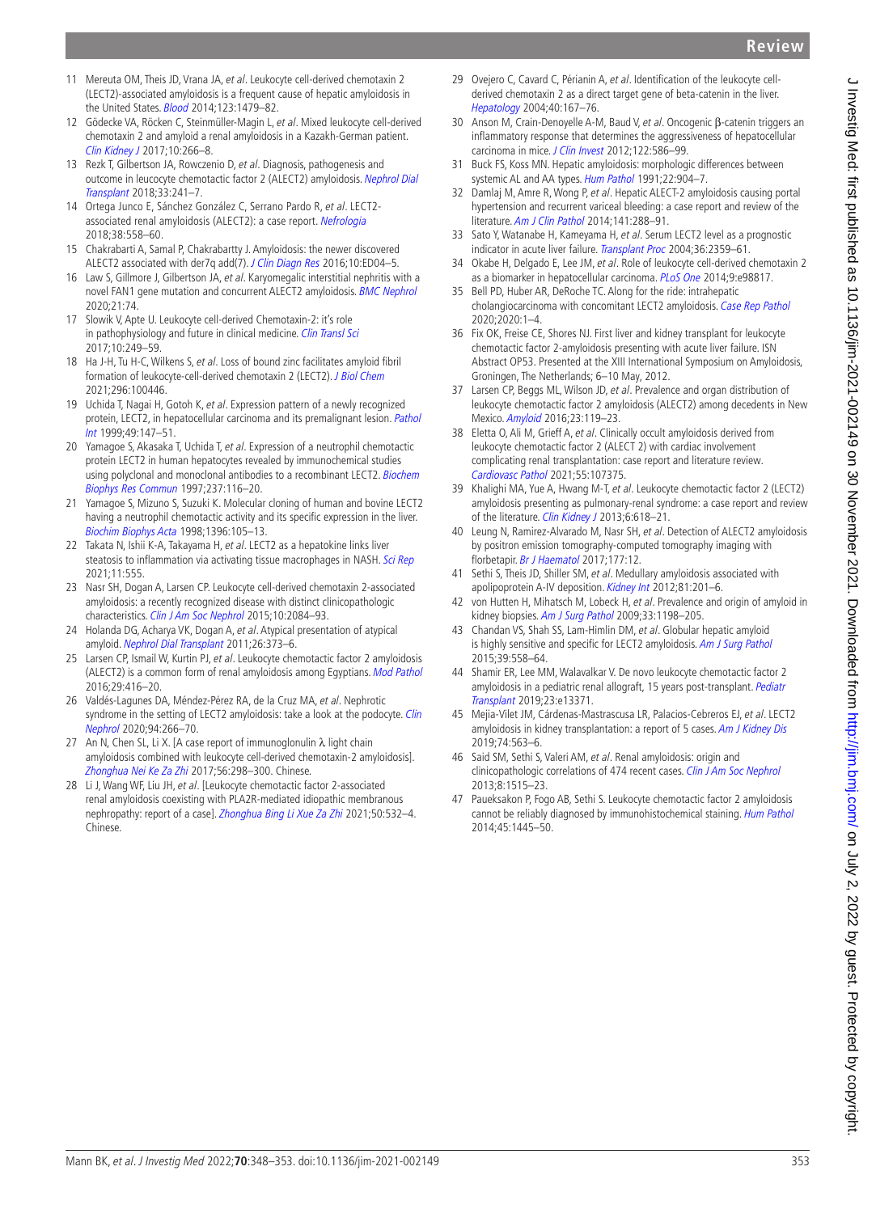11 Mereuta OM, Theis JD, Vrana JA, *et al*. Leukocyte cell-derived chemotaxin 2 (LECT2)-associated amyloidosis is a frequent cause of hepatic amyloidosis in the United States. *Blood* 2014;123:1479–82.

12 Gödecke VA, Röcken C, Steinmüller-Magin L, *et al*. Mixed leukocyte cell-derived chemotaxin 2 and amyloid a renal amyloidosis in a Kazakh-German patient. *Clin Kidney J* 2017;10:266–8.

13 Rezk T, Gilbertson JA, Rowczenio D, *et al*. Diagnosis, pathogenesis and outcome in leucocyte chemotactic factor 2 (ALECT2) amyloidosis. *Nephrol Dial Transplant* 2018;33:241–7.

14 Ortega Junco E, Sánchez González C, Serrano Pardo R, *et al*. LECT2-associated renal amyloidosis (ALECT2): a case report. *Nefrologia* 2018;38:558–60.

15 Chakrabarti A, Samal P, Chakrabartty J. Amyloidosis: the newer discovered ALECT2 associated with der7q add(7). *J Clin Diagn Res* 2016;10:ED04–5.

16 Law S, Gillmore J, Gilbertson JA, *et al*. Karyomegalic interstitial nephritis with a novel FAN1 gene mutation and concurrent ALECT2 amyloidosis. *BMC Nephrol* 2020;21:74.

17 Slowik V, Apte U. Leukocyte cell-derived Chemotaxin-2: it's role in pathophysiology and future in clinical medicine. *Clin Transl Sci* 2017;10:249–59.

18 Ha J-H, Tu H-C, Wilkens S, *et al*. Loss of bound zinc facilitates amyloid fibril formation of leukocyte-cell-derived chemotaxin 2 (LECT2). *J Biol Chem* 2021;296:100446.

19 Uchida T, Nagai H, Gotoh K, *et al*. Expression pattern of a newly recognized protein, LECT2, in hepatocellular carcinoma and its premalignant lesion. *Pathol Int* 1999;49:147–51.

20 Yamagoe S, Akasaka T, Uchida T, *et al*. Expression of a neutrophil chemotactic protein LECT2 in human hepatocytes revealed by immunochemical studies using polyclonal and monoclonal antibodies to a recombinant LECT2. *Biochem Biophys Res Commun* 1997;237:116–20.

21 Yamagoe S, Mizuno S, Suzuki K. Molecular cloning of human and bovine LECT2 having a neutrophil chemotactic activity and its specific expression in the liver. *Biochim Biophys Acta* 1998;1396:105–13.

22 Takata N, Ishii K-A, Takayama H, *et al*. LECT2 as a hepatokine links liver steatosis to inflammation via activating tissue macrophages in NASH. *Sci Rep* 2021;11:555.

23 Nasr SH, Dogan A, Larsen CP. Leukocyte cell-derived chemotaxin 2-associated amyloidosis: a recently recognized disease with distinct clinicopathologic characteristics. *Clin J Am Soc Nephrol* 2015;10:2084–93.

24 Holanda DG, Acharya VK, Dogan A, *et al*. Atypical presentation of atypical amyloid. *Nephrol Dial Transplant* 2011;26:373–6.

25 Larsen CP, Ismail W, Kurtin PJ, *et al*. Leukocyte chemotactic factor 2 amyloidosis (ALECT2) is a common form of renal amyloidosis among Egyptians. *Mod Pathol* 2016;29:416–20.

26 Valdés-Lagunes DA, Méndez-Pérez RA, de la Cruz MA, *et al*. Nephrotic syndrome in the setting of LECT2 amyloidosis: take a look at the podocyte. *Clin Nephrol* 2020;94:266–70.

27 An N, Chen SL, Li X. [A case report of immunoglonulin λ light chain amyloidosis combined with leukocyte cell-derived chemotaxin-2 amyloidosis]. *Zhonghua Nei Ke Za Zhi* 2017;56:298–300. Chinese.

28 Li J, Wang WF, Liu JH, *et al*. [Leukocyte chemotactic factor 2-associated renal amyloidosis coexisting with PLA2R-mediated idiopathic membranous nephropathy: report of a case]. *Zhonghua Bing Li Xue Za Zhi* 2021;50:532–4. Chinese.

29 Ovejero C, Cavard C, Périanin A, *et al*. Identification of the leukocyte cell-derived chemotaxin 2 as a direct target gene of beta-catenin in the liver. *Hepatology* 2004;40:167–76.

30 Anson M, Crain-Denoyelle A-M, Baud V, *et al*. Oncogenic β-catenin triggers an inflammatory response that determines the aggressiveness of hepatocellular carcinoma in mice. *J Clin Invest* 2012;122:586–99.

31 Buck FS, Koss MN. Hepatic amyloidosis: morphologic differences between systemic AL and AA types. *Hum Pathol* 1991;22:904–7.

32 Damlaj M, Amre R, Wong P, *et al*. Hepatic ALECT-2 amyloidosis causing portal hypertension and recurrent variceal bleeding: a case report and review of the literature. *Am J Clin Pathol* 2014;141:288–91.

33 Sato Y, Watanabe H, Kameyama H, *et al*. Serum LECT2 level as a prognostic indicator in acute liver failure. *Transplant Proc* 2004;36:2359–61.

34 Okabe H, Delgado E, Lee JM, *et al*. Role of leukocyte cell-derived chemotaxin 2 as a biomarker in hepatocellular carcinoma. *PLoS One* 2014;9:e98817.

35 Bell PD, Huber AR, DeRoche TC. Along for the ride: intrahepatic cholangiocarcinoma with concomitant LECT2 amyloidosis. *Case Rep Pathol* 2020;2020:1–4.

36 Fix OK, Freise CE, Shores NJ. First liver and kidney transplant for leukocyte chemotactic factor 2-amyloidosis presenting with acute liver failure. ISN Abstract OP53. Presented at the XIII International Symposium on Amyloidosis, Groningen, The Netherlands; 6–10 May, 2012.

37 Larsen CP, Beggs ML, Wilson JD, *et al*. Prevalence and organ distribution of leukocyte chemotactic factor 2 amyloidosis (ALECT2) among decedents in New Mexico. *Amyloid* 2016;23:119–23.

38 Eletta O, Ali M, Grieff A, *et al*. Clinically occult amyloidosis derived from leukocyte chemotactic factor 2 (ALECT 2) with cardiac involvement complicating renal transplantation: case report and literature review. *Cardiovasc Pathol* 2021;55:107375.

39 Khalighi MA, Yue A, Hwang M-T, *et al*. Leukocyte chemotactic factor 2 (LECT2) amyloidosis presenting as pulmonary-renal syndrome: a case report and review of the literature. *Clin Kidney J* 2013;6:618–21.

40 Leung N, Ramirez-Alvarado M, Nasr SH, *et al*. Detection of ALECT2 amyloidosis by positron emission tomography-computed tomography imaging with florbetapir. *Br J Haematol* 2017;177:12.

41 Sethi S, Theis JD, Shiller SM, *et al*. Medullary amyloidosis associated with apolipoprotein A-IV deposition. *Kidney Int* 2012;81:201–6.

42 von Hutten H, Mihatsch M, Lobeck H, *et al*. Prevalence and origin of amyloid in kidney biopsies. *Am J Surg Pathol* 2009;33:1198–205.

43 Chandan VS, Shah SS, Lam-Himlin DM, *et al*. Globular hepatic amyloid is highly sensitive and specific for LECT2 amyloidosis. *Am J Surg Pathol* 2015;39:558–64.

44 Shamir ER, Lee MM, Walavalkar V. De novo leukocyte chemotactic factor 2 amyloidosis in a pediatric renal allograft, 15 years post-transplant. *Pediatr Transplant* 2019;23:e13371.

45 Mejia-Vilet JM, Cárdenas-Mastrascusa LR, Palacios-Cebreros EJ, *et al*. LECT2 amyloidosis in kidney transplantation: a report of 5 cases. *Am J Kidney Dis* 2019;74:563–6.

46 Said SM, Sethi S, Valeri AM, *et al*. Renal amyloidosis: origin and clinicopathologic correlations of 474 recent cases. *Clin J Am Soc Nephrol* 2013;8:1515–23.

47 Paueksakon P, Fogo AB, Sethi S. Leukocyte chemotactic factor 2 amyloidosis cannot be reliably diagnosed by immunohistochemical staining. *Hum Pathol* 2014;45:1445–50.